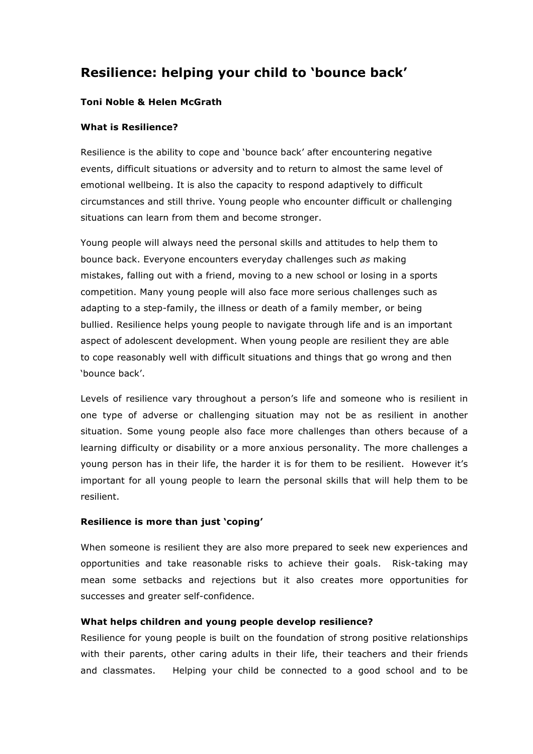# Resilience: helping your child to 'bounce back'

**Toni Noble & Helen McGrath**

**What is Resilience?**

Resilience is the ability to cope and 'bounce back' after encountering negative events, difficult situations or adversity and to return to almost the same level of emotional wellbeing. It is also the capacity to respond adaptively to difficult circumstances and still thrive. Young people who encounter difficult or challenging situations can learn from them and become stronger.

Young people will always need the personal skills and attitudes to help them to bounce back. Everyone encounters everyday challenges such *as* making mistakes, falling out with a friend, moving to a new school or losing in a sports competition. Many young people will also face more serious challenges such as adapting to a step-family, the illness or death of a family member, or being bullied. Resilience helps young people to navigate through life and is an important aspect of adolescent development. When young people are resilient they are able to cope reasonably well with difficult situations and things that go wrong and then 'bounce back'.

Levels of resilience vary throughout a person's life and someone who is resilient in one type of adverse or challenging situation may not be as resilient in another situation. Some young people also face more challenges than others because of a learning difficulty or disability or a more anxious personality. The more challenges a young person has in their life, the harder it is for them to be resilient. However it's important for all young people to learn the personal skills that will help them to be resilient.

**Resilience is more than just 'coping'**

When someone is resilient they are also more prepared to seek new experiences and opportunities and take reasonable risks to achieve their goals. Risk-taking may mean some setbacks and rejections but it also creates more opportunities for successes and greater self-confidence.

**What helps children and young people develop resilience?**

Resilience for young people is built on the foundation of strong positive relationships with their parents, other caring adults in their life, their teachers and their friends and classmates. Helping your child be connected to a good school and to be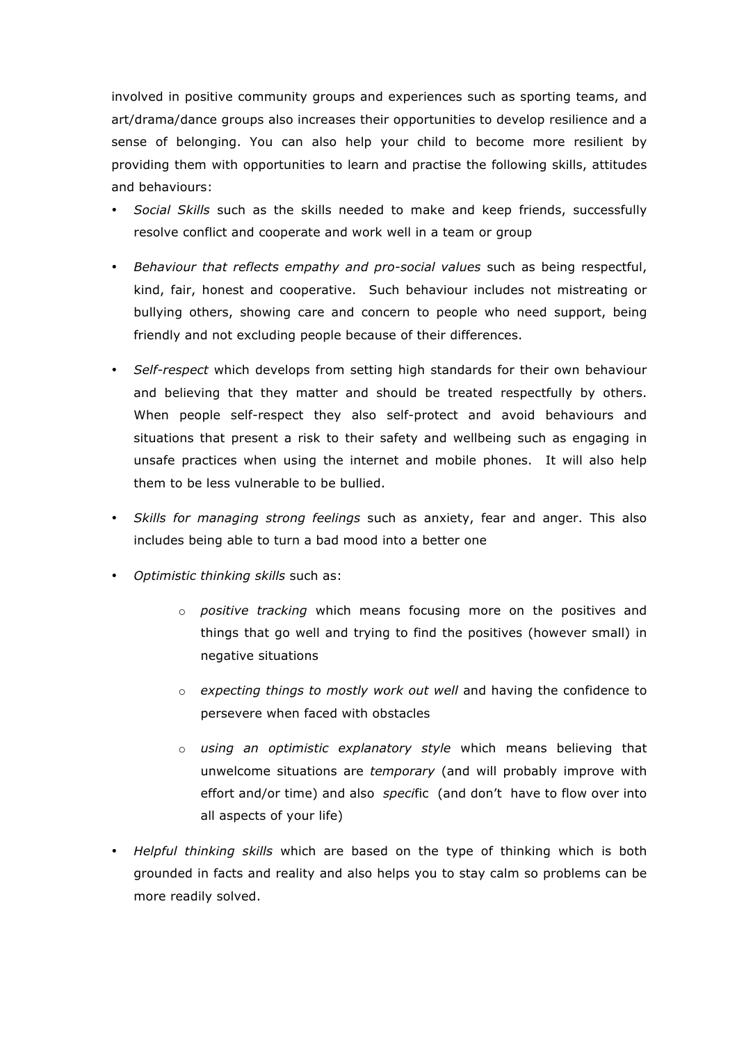involved in positive community groups and experiences such as sporting teams, and art/drama/dance groups also increases their opportunities to develop resilience and a sense of belonging. You can also help your child to become more resilient by providing them with opportunities to learn and practise the following skills, attitudes and behaviours:

- *Social Skills* such as the skills needed to make and keep friends, successfully resolve conflict and cooperate and work well in a team or group
- *Behaviour that reflects empathy and pro-social values* such as being respectful, kind, fair, honest and cooperative. Such behaviour includes not mistreating or bullying others, showing care and concern to people who need support, being friendly and not excluding people because of their differences.
- *Self-respect* which develops from setting high standards for their own behaviour and believing that they matter and should be treated respectfully by others. When people self-respect they also self-protect and avoid behaviours and situations that present a risk to their safety and wellbeing such as engaging in unsafe practices when using the internet and mobile phones. It will also help them to be less vulnerable to be bullied.
- *Skills for managing strong feelings* such as anxiety, fear and anger. This also includes being able to turn a bad mood into a better one
- *Optimistic thinking skills* such as:
    - *positive tracking* which means focusing more on the positives and things that go well and trying to find the positives (however small) in negative situations
    - *expecting things to mostly work out well* and having the confidence to persevere when faced with obstacles
    - *using an optimistic explanatory style* which means believing that unwelcome situations are *temporary* (and will probably improve with effort and/or time) and also *speci*fic (and don't have to flow over into all aspects of your life)
- *Helpful thinking skills* which are based on the type of thinking which is both grounded in facts and reality and also helps you to stay calm so problems can be more readily solved.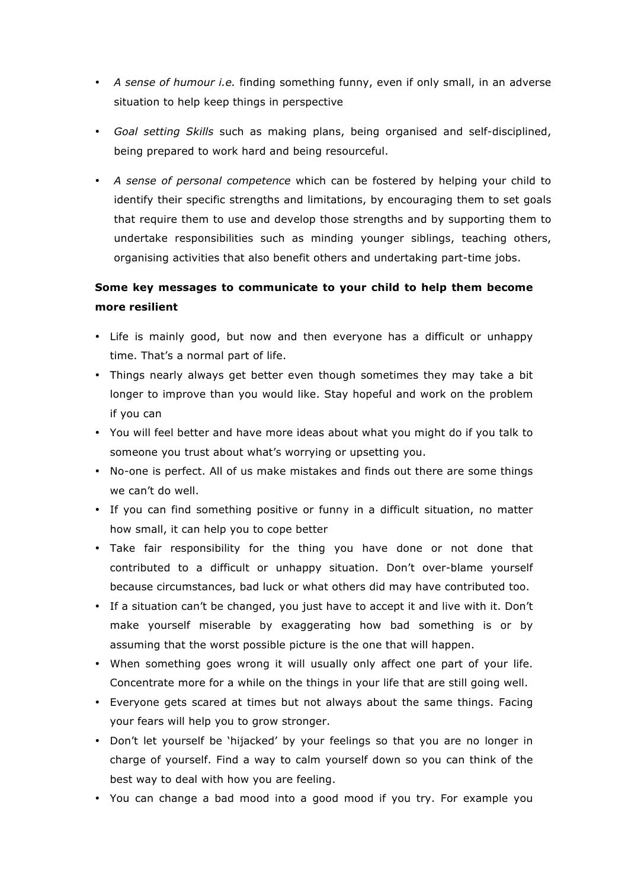- *A sense of humour i.e.* finding something funny, even if only small, in an adverse situation to help keep things in perspective
- *Goal setting Skills* such as making plans, being organised and self-disciplined, being prepared to work hard and being resourceful.
- *A sense of personal competence* which can be fostered by helping your child to identify their specific strengths and limitations, by encouraging them to set goals that require them to use and develop those strengths and by supporting them to undertake responsibilities such as minding younger siblings, teaching others, organising activities that also benefit others and undertaking part-time jobs.

**Some key messages to communicate to your child to help them become more resilient**

- Life is mainly good, but now and then everyone has a difficult or unhappy time. That's a normal part of life.
- Things nearly always get better even though sometimes they may take a bit longer to improve than you would like. Stay hopeful and work on the problem if you can
- You will feel better and have more ideas about what you might do if you talk to someone you trust about what's worrying or upsetting you.
- No-one is perfect. All of us make mistakes and finds out there are some things we can't do well.
- If you can find something positive or funny in a difficult situation, no matter how small, it can help you to cope better
- Take fair responsibility for the thing you have done or not done that contributed to a difficult or unhappy situation. Don't over-blame yourself because circumstances, bad luck or what others did may have contributed too.
- If a situation can't be changed, you just have to accept it and live with it. Don't make yourself miserable by exaggerating how bad something is or by assuming that the worst possible picture is the one that will happen.
- When something goes wrong it will usually only affect one part of your life. Concentrate more for a while on the things in your life that are still going well.
- Everyone gets scared at times but not always about the same things. Facing your fears will help you to grow stronger.
- Don't let yourself be 'hijacked' by your feelings so that you are no longer in charge of yourself. Find a way to calm yourself down so you can think of the best way to deal with how you are feeling.
- You can change a bad mood into a good mood if you try. For example you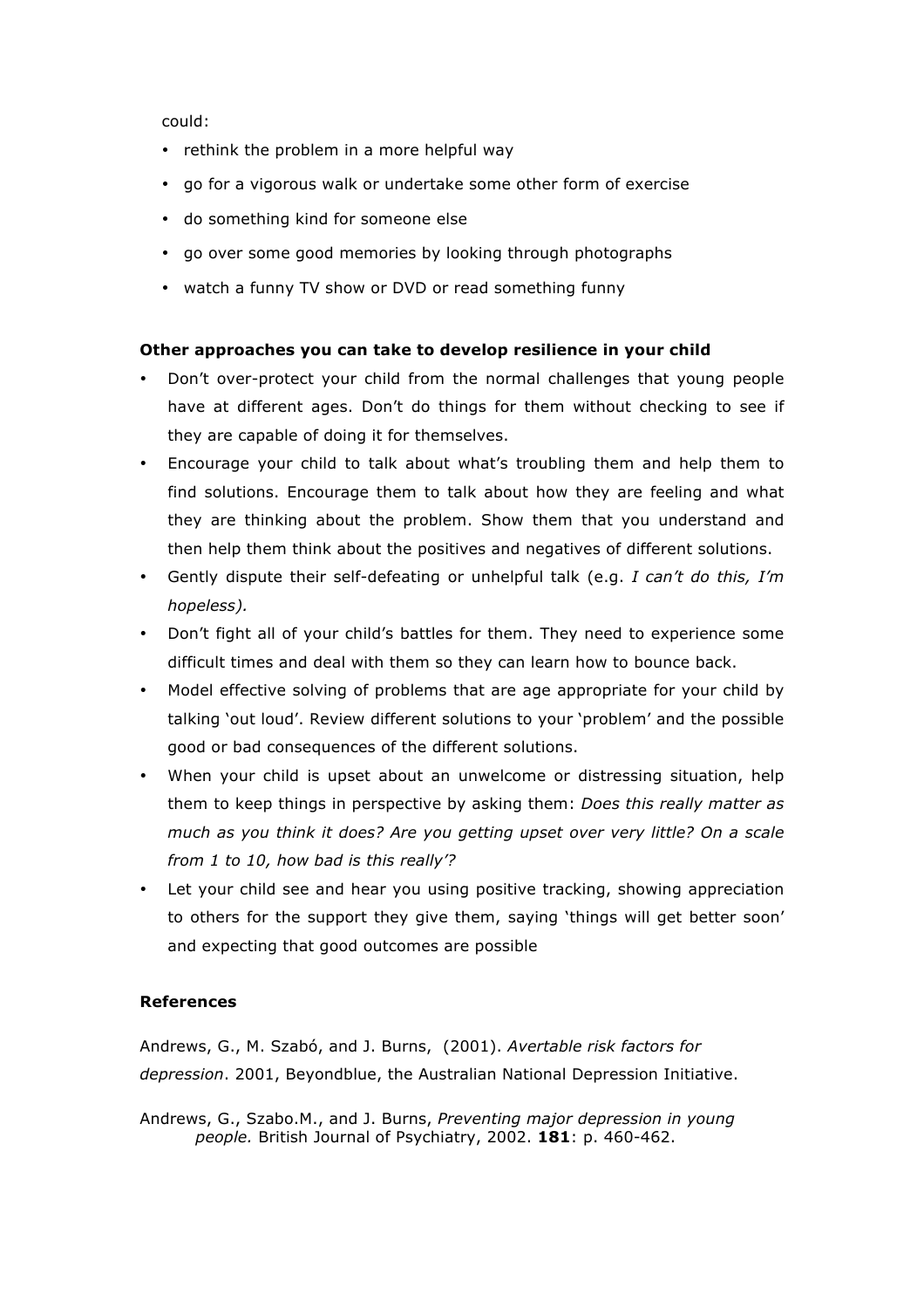could:

- rethink the problem in a more helpful way
- go for a vigorous walk or undertake some other form of exercise
- do something kind for someone else
- go over some good memories by looking through photographs
- watch a funny TV show or DVD or read something funny

**Other approaches you can take to develop resilience in your child**

- Don't over-protect your child from the normal challenges that young people have at different ages. Don't do things for them without checking to see if they are capable of doing it for themselves.
- Encourage your child to talk about what's troubling them and help them to find solutions. Encourage them to talk about how they are feeling and what they are thinking about the problem. Show them that you understand and then help them think about the positives and negatives of different solutions.
- Gently dispute their self-defeating or unhelpful talk (e.g. *I can't do this, I'm hopeless).*
- Don't fight all of your child's battles for them. They need to experience some difficult times and deal with them so they can learn how to bounce back.
- Model effective solving of problems that are age appropriate for your child by talking 'out loud'. Review different solutions to your 'problem' and the possible good or bad consequences of the different solutions.
- When your child is upset about an unwelcome or distressing situation, help them to keep things in perspective by asking them: *Does this really matter as much as you think it does? Are you getting upset over very little? On a scale from 1 to 10, how bad is this really'?*
- Let your child see and hear you using positive tracking, showing appreciation to others for the support they give them, saying 'things will get better soon' and expecting that good outcomes are possible

**References**

Andrews, G., M. Szabó, and J. Burns, (2001). *Avertable risk factors for depression*. 2001, Beyondblue, the Australian National Depression Initiative.

Andrews, G., Szabo.M., and J. Burns, *Preventing major depression in young people.* British Journal of Psychiatry, 2002. **181**: p. 460-462.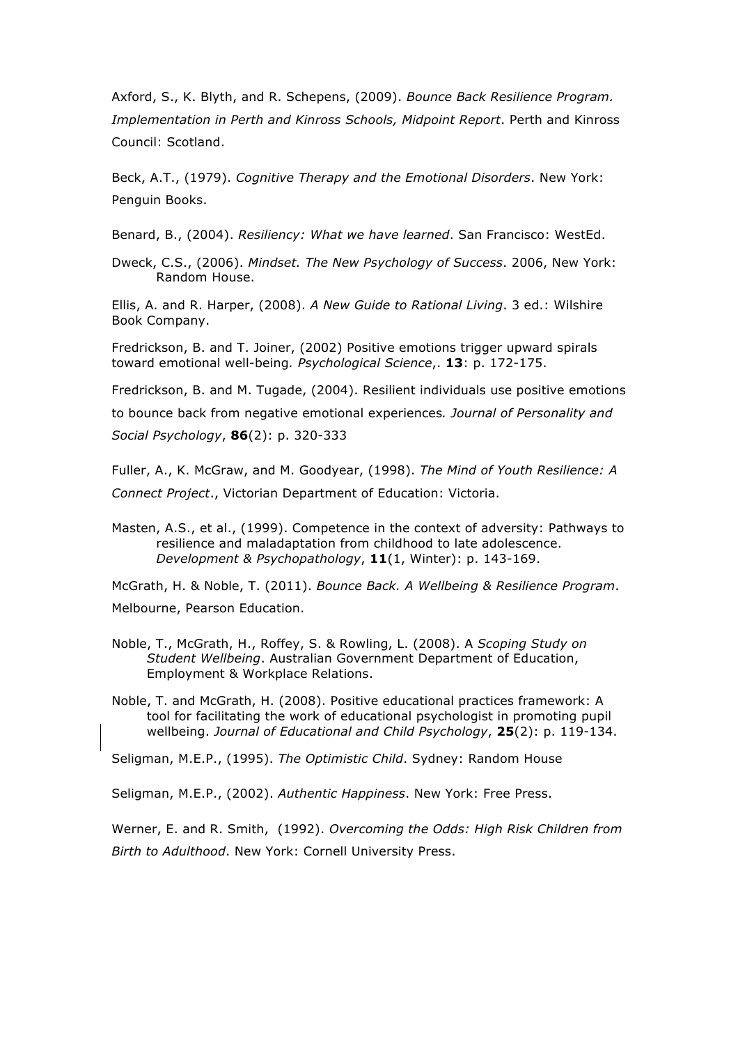Axford, S., K. Blyth, and R. Schepens, (2009). *Bounce Back Resilience Program. Implementation in Perth and Kinross Schools, Midpoint Report*. Perth and Kinross Council: Scotland.

Beck, A.T., (1979). *Cognitive Therapy and the Emotional Disorders*. New York: Penguin Books.

Benard, B., (2004). *Resiliency: What we have learned*. San Francisco: WestEd.

Dweck, C.S., (2006). *Mindset. The New Psychology of Success*. 2006, New York: Random House.

Ellis, A. and R. Harper, (2008). *A New Guide to Rational Living*. 3 ed.: Wilshire Book Company.

Fredrickson, B. and T. Joiner, (2002) Positive emotions trigger upward spirals toward emotional well-being*. Psychological Science*,. **13**: p. 172-175.

Fredrickson, B. and M. Tugade, (2004). Resilient individuals use positive emotions to bounce back from negative emotional experiences*. Journal of Personality and Social Psychology*, **86**(2): p. 320-333

Fuller, A., K. McGraw, and M. Goodyear, (1998). *The Mind of Youth Resilience: A Connect Project*., Victorian Department of Education: Victoria.

Masten, A.S., et al., (1999). Competence in the context of adversity: Pathways to resilience and maladaptation from childhood to late adolescence. *Development & Psychopathology*, **11**(1, Winter): p. 143-169.

McGrath, H. & Noble, T. (2011). *Bounce Back. A Wellbeing & Resilience Program*. Melbourne, Pearson Education.

Noble, T., McGrath, H., Roffey, S. & Rowling, L. (2008). A *Scoping Study on Student Wellbeing*. Australian Government Department of Education, Employment & Workplace Relations.

Noble, T. and McGrath, H. (2008). Positive educational practices framework: A tool for facilitating the work of educational psychologist in promoting pupil wellbeing. *Journal of Educational and Child Psychology*, **25**(2): p. 119-134.

Seligman, M.E.P., (1995). *The Optimistic Child*. Sydney: Random House

Seligman, M.E.P., (2002). *Authentic Happiness*. New York: Free Press.

Werner, E. and R. Smith, (1992). *Overcoming the Odds: High Risk Children from Birth to Adulthood*. New York: Cornell University Press.